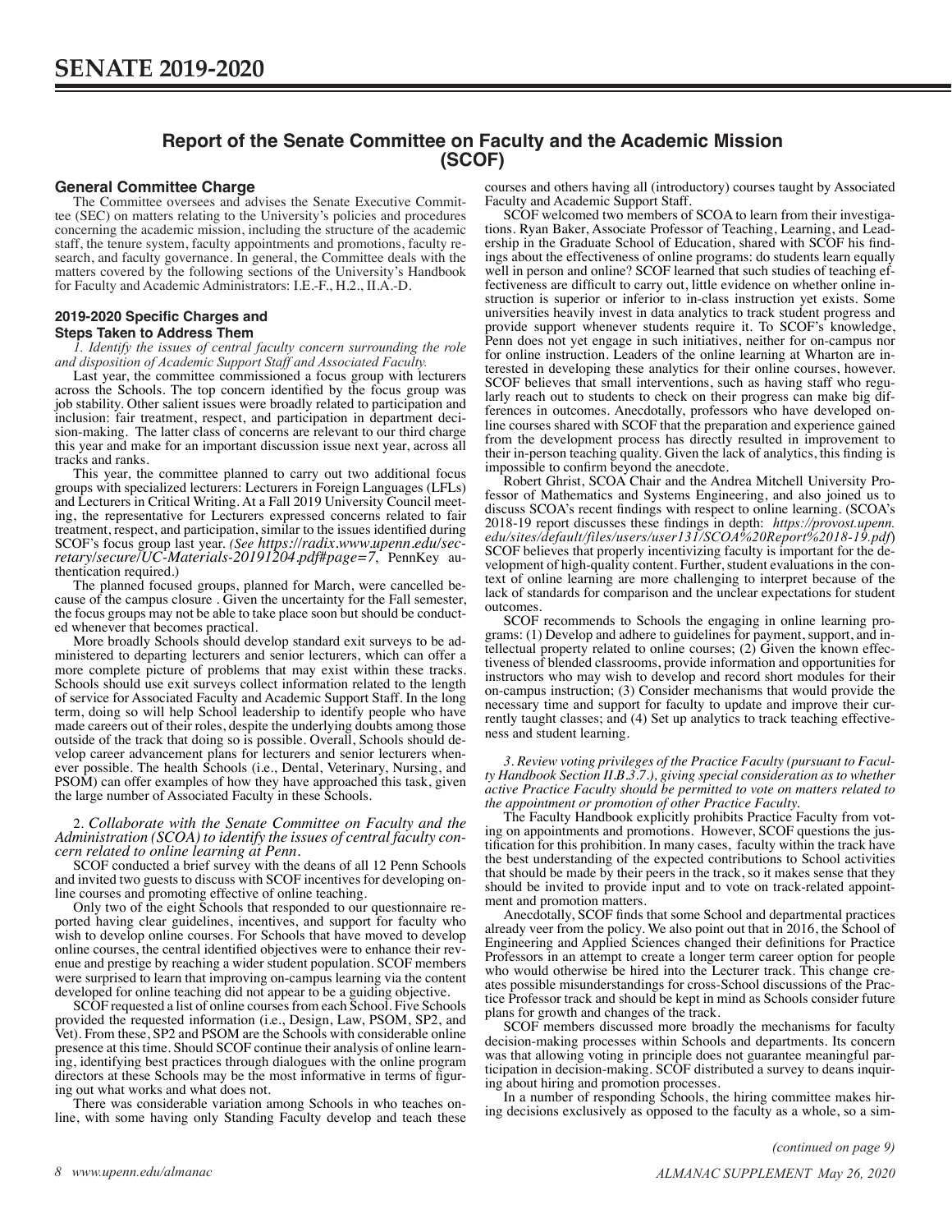# SENATE 2019-2020

## Report of the Senate Committee on Faculty and the Academic Mission (SCOF)

### General Committee Charge

The Committee oversees and advises the Senate Executive Committee (SEC) on matters relating to the University's policies and procedures concerning the academic mission, including the structure of the academic staff, the tenure system, faculty appointments and promotions, faculty research, and faculty governance. In general, the Committee deals with the matters covered by the following sections of the University's Handbook for Faculty and Academic Administrators: I.E.-F., H.2., II.A.-D.

### 2019-2020 Specific Charges and Steps Taken to Address Them

*1. Identify the issues of central faculty concern surrounding the role and disposition of Academic Support Staff and Associated Faculty.*

Last year, the committee commissioned a focus group with lecturers across the Schools. The top concern identified by the focus group was job stability. Other salient issues were broadly related to participation and inclusion: fair treatment, respect, and participation in department decision-making. The latter class of concerns are relevant to our third charge this year and make for an important discussion issue next year, across all tracks and ranks.

This year, the committee planned to carry out two additional focus groups with specialized lecturers: Lecturers in Foreign Languages (LFLs) and Lecturers in Critical Writing. At a Fall 2019 University Council meeting, the representative for Lecturers expressed concerns related to fair treatment, respect, and participation, similar to the issues identified during SCOF's focus group last year. *(See https://radix.www.upenn.edu/secretary/secure/UC-Materials-20191204.pdf#page=7*, PennKey authentication required.)

The planned focused groups, planned for March, were cancelled because of the campus closure . Given the uncertainty for the Fall semester, the focus groups may not be able to take place soon but should be conducted whenever that becomes practical.

More broadly Schools should develop standard exit surveys to be administered to departing lecturers and senior lecturers, which can offer a more complete picture of problems that may exist within these tracks. Schools should use exit surveys collect information related to the length of service for Associated Faculty and Academic Support Staff. In the long term, doing so will help School leadership to identify people who have made careers out of their roles, despite the underlying doubts among those outside of the track that doing so is possible. Overall, Schools should develop career advancement plans for lecturers and senior lecturers whenever possible. The health Schools (i.e., Dental, Veterinary, Nursing, and PSOM) can offer examples of how they have approached this task, given the large number of Associated Faculty in these Schools.

2. *Collaborate with the Senate Committee on Faculty and the Administration (SCOA) to identify the issues of central faculty concern related to online learning at Penn.*

SCOF conducted a brief survey with the deans of all 12 Penn Schools and invited two guests to discuss with SCOF incentives for developing online courses and promoting effective of online teaching.

Only two of the eight Schools that responded to our questionnaire reported having clear guidelines, incentives, and support for faculty who wish to develop online courses. For Schools that have moved to develop online courses, the central identified objectives were to enhance their revenue and prestige by reaching a wider student population. SCOF members were surprised to learn that improving on-campus learning via the content developed for online teaching did not appear to be a guiding objective.

SCOF requested a list of online courses from each School. Five Schools provided the requested information (i.e., Design, Law, PSOM, SP2, and Vet). From these, SP2 and PSOM are the Schools with considerable online presence at this time. Should SCOF continue their analysis of online learning, identifying best practices through dialogues with the online program directors at these Schools may be the most informative in terms of figuring out what works and what does not.

There was considerable variation among Schools in who teaches online, with some having only Standing Faculty develop and teach these courses and others having all (introductory) courses taught by Associated Faculty and Academic Support Staff.

SCOF welcomed two members of SCOA to learn from their investigations. Ryan Baker, Associate Professor of Teaching, Learning, and Leadership in the Graduate School of Education, shared with SCOF his findings about the effectiveness of online programs: do students learn equally well in person and online? SCOF learned that such studies of teaching effectiveness are difficult to carry out, little evidence on whether online instruction is superior or inferior to in-class instruction yet exists. Some universities heavily invest in data analytics to track student progress and provide support whenever students require it. To SCOF's knowledge, Penn does not yet engage in such initiatives, neither for on-campus nor for online instruction. Leaders of the online learning at Wharton are interested in developing these analytics for their online courses, however. SCOF believes that small interventions, such as having staff who regularly reach out to students to check on their progress can make big differences in outcomes. Anecdotally, professors who have developed online courses shared with SCOF that the preparation and experience gained from the development process has directly resulted in improvement to their in-person teaching quality. Given the lack of analytics, this finding is impossible to confirm beyond the anecdote.

Robert Ghrist, SCOA Chair and the Andrea Mitchell University Professor of Mathematics and Systems Engineering, and also joined us to discuss SCOA's recent findings with respect to online learning. (SCOA's 2018-19 report discusses these findings in depth: *https://provost.upenn.edu/sites/default/files/users/user131/SCOA%20Report%2018-19.pdf*) SCOF believes that properly incentivizing faculty is important for the development of high-quality content. Further, student evaluations in the context of online learning are more challenging to interpret because of the lack of standards for comparison and the unclear expectations for student outcomes.

SCOF recommends to Schools the engaging in online learning programs: (1) Develop and adhere to guidelines for payment, support, and intellectual property related to online courses; (2) Given the known effectiveness of blended classrooms, provide information and opportunities for instructors who may wish to develop and record short modules for their on-campus instruction; (3) Consider mechanisms that would provide the necessary time and support for faculty to update and improve their currently taught classes; and (4) Set up analytics to track teaching effectiveness and student learning.

*3. Review voting privileges of the Practice Faculty (pursuant to Faculty Handbook Section II.B.3.7.), giving special consideration as to whether active Practice Faculty should be permitted to vote on matters related to the appointment or promotion of other Practice Faculty.*

The Faculty Handbook explicitly prohibits Practice Faculty from voting on appointments and promotions. However, SCOF questions the justification for this prohibition. In many cases, faculty within the track have the best understanding of the expected contributions to School activities that should be made by their peers in the track, so it makes sense that they should be invited to provide input and to vote on track-related appointment and promotion matters.

Anecdotally, SCOF finds that some School and departmental practices already veer from the policy. We also point out that in 2016, the School of Engineering and Applied Sciences changed their definitions for Practice Professors in an attempt to create a longer term career option for people who would otherwise be hired into the Lecturer track. This change creates possible misunderstandings for cross-School discussions of the Practice Professor track and should be kept in mind as Schools consider future plans for growth and changes of the track.

SCOF members discussed more broadly the mechanisms for faculty decision-making processes within Schools and departments. Its concern was that allowing voting in principle does not guarantee meaningful participation in decision-making. SCOF distributed a survey to deans inquiring about hiring and promotion processes.

In a number of responding Schools, the hiring committee makes hiring decisions exclusively as opposed to the faculty as a whole, so a sim-

*(continued on page 9)*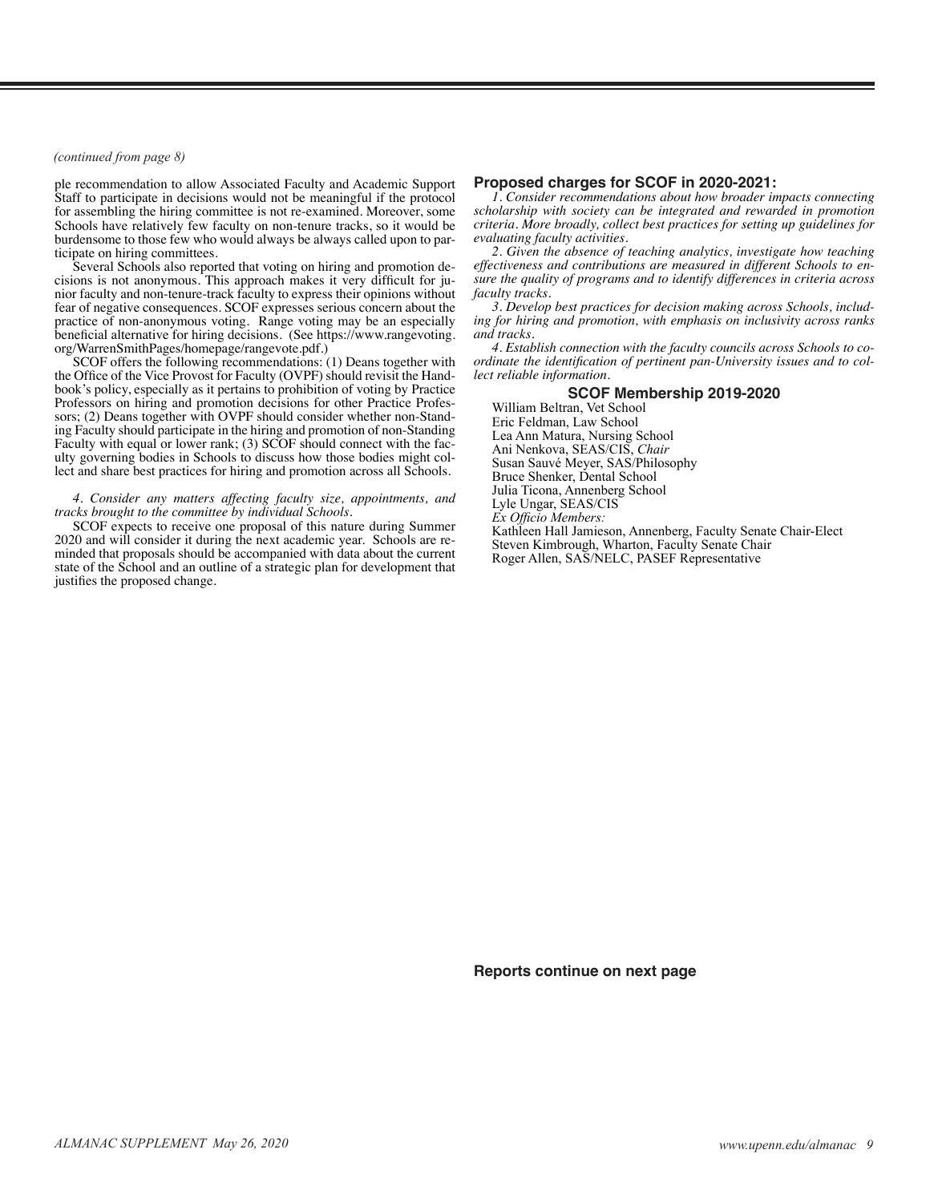*(continued from page 8)*

ple recommendation to allow Associated Faculty and Academic Support Staff to participate in decisions would not be meaningful if the protocol for assembling the hiring committee is not re-examined. Moreover, some Schools have relatively few faculty on non-tenure tracks, so it would be burdensome to those few who would always be always called upon to participate on hiring committees.

Several Schools also reported that voting on hiring and promotion decisions is not anonymous. This approach makes it very difficult for junior faculty and non-tenure-track faculty to express their opinions without fear of negative consequences. SCOF expresses serious concern about the practice of non-anonymous voting. Range voting may be an especially beneficial alternative for hiring decisions. (See https://www.rangevoting.org/WarrenSmithPages/homepage/rangevote.pdf.)

SCOF offers the following recommendations: (1) Deans together with the Office of the Vice Provost for Faculty (OVPF) should revisit the Handbook's policy, especially as it pertains to prohibition of voting by Practice Professors on hiring and promotion decisions for other Practice Professors; (2) Deans together with OVPF should consider whether non-Standing Faculty should participate in the hiring and promotion of non-Standing Faculty with equal or lower rank; (3) SCOF should connect with the faculty governing bodies in Schools to discuss how those bodies might collect and share best practices for hiring and promotion across all Schools.

*4. Consider any matters affecting faculty size, appointments, and tracks brought to the committee by individual Schools.*

SCOF expects to receive one proposal of this nature during Summer 2020 and will consider it during the next academic year. Schools are reminded that proposals should be accompanied with data about the current state of the School and an outline of a strategic plan for development that justifies the proposed change.

### Proposed charges for SCOF in 2020-2021:

*1. Consider recommendations about how broader impacts connecting scholarship with society can be integrated and rewarded in promotion criteria. More broadly, collect best practices for setting up guidelines for evaluating faculty activities.*

*2. Given the absence of teaching analytics, investigate how teaching effectiveness and contributions are measured in different Schools to ensure the quality of programs and to identify differences in criteria across faculty tracks.*

*3. Develop best practices for decision making across Schools, including for hiring and promotion, with emphasis on inclusivity across ranks and tracks.*

*4. Establish connection with the faculty councils across Schools to coordinate the identification of pertinent pan-University issues and to collect reliable information.*

### SCOF Membership 2019-2020

William Beltran, Vet School
Eric Feldman, Law School
Lea Ann Matura, Nursing School
Ani Nenkova, SEAS/CIS, *Chair*
Susan Sauvé Meyer, SAS/Philosophy
Bruce Shenker, Dental School
Julia Ticona, Annenberg School
Lyle Ungar, SEAS/CIS
*Ex Officio Members:*
Kathleen Hall Jamieson, Annenberg, Faculty Senate Chair-Elect
Steven Kimbrough, Wharton, Faculty Senate Chair
Roger Allen, SAS/NELC, PASEF Representative

**Reports continue on next page**